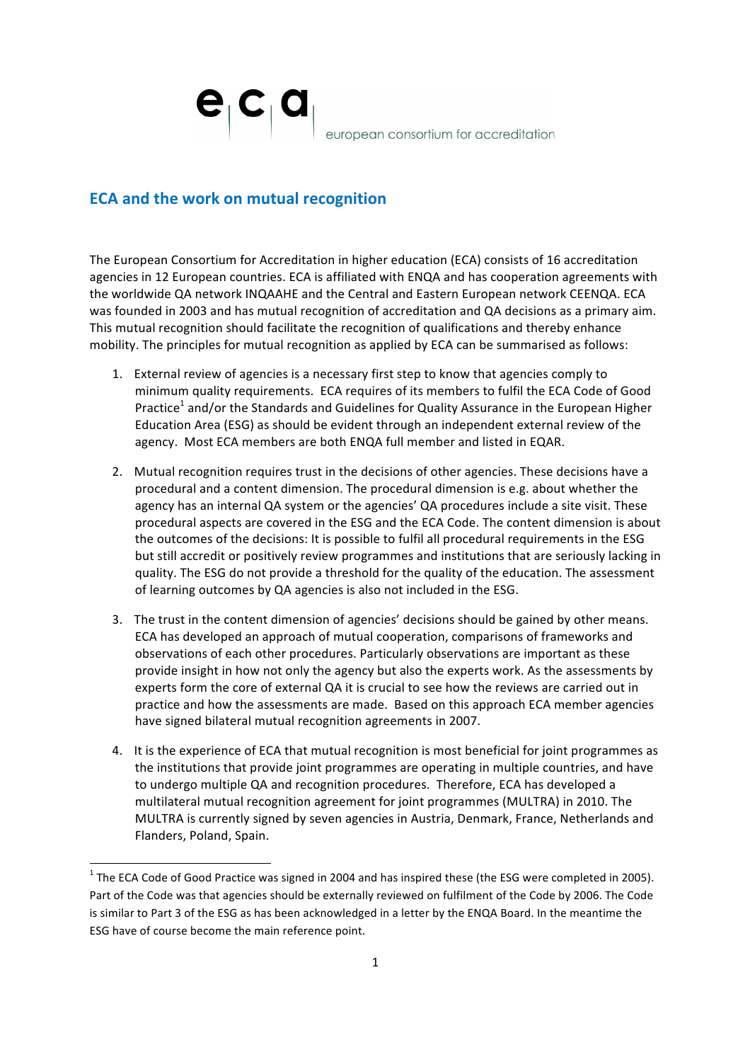e|c|a| european consortium for accreditation

## ECA and the work on mutual recognition

The European Consortium for Accreditation in higher education (ECA) consists of 16 accreditation agencies in 12 European countries. ECA is affiliated with ENQA and has cooperation agreements with the worldwide QA network INQAAHE and the Central and Eastern European network CEENQA. ECA was founded in 2003 and has mutual recognition of accreditation and QA decisions as a primary aim. This mutual recognition should facilitate the recognition of qualifications and thereby enhance mobility. The principles for mutual recognition as applied by ECA can be summarised as follows:

1. External review of agencies is a necessary first step to know that agencies comply to minimum quality requirements. ECA requires of its members to fulfil the ECA Code of Good Practice[1] and/or the Standards and Guidelines for Quality Assurance in the European Higher Education Area (ESG) as should be evident through an independent external review of the agency. Most ECA members are both ENQA full member and listed in EQAR.

2. Mutual recognition requires trust in the decisions of other agencies. These decisions have a procedural and a content dimension. The procedural dimension is e.g. about whether the agency has an internal QA system or the agencies' QA procedures include a site visit. These procedural aspects are covered in the ESG and the ECA Code. The content dimension is about the outcomes of the decisions: It is possible to fulfil all procedural requirements in the ESG but still accredit or positively review programmes and institutions that are seriously lacking in quality. The ESG do not provide a threshold for the quality of the education. The assessment of learning outcomes by QA agencies is also not included in the ESG.

3. The trust in the content dimension of agencies' decisions should be gained by other means. ECA has developed an approach of mutual cooperation, comparisons of frameworks and observations of each other procedures. Particularly observations are important as these provide insight in how not only the agency but also the experts work. As the assessments by experts form the core of external QA it is crucial to see how the reviews are carried out in practice and how the assessments are made. Based on this approach ECA member agencies have signed bilateral mutual recognition agreements in 2007.

4. It is the experience of ECA that mutual recognition is most beneficial for joint programmes as the institutions that provide joint programmes are operating in multiple countries, and have to undergo multiple QA and recognition procedures. Therefore, ECA has developed a multilateral mutual recognition agreement for joint programmes (MULTRA) in 2010. The MULTRA is currently signed by seven agencies in Austria, Denmark, France, Netherlands and Flanders, Poland, Spain.

[1] The ECA Code of Good Practice was signed in 2004 and has inspired these (the ESG were completed in 2005). Part of the Code was that agencies should be externally reviewed on fulfilment of the Code by 2006. The Code is similar to Part 3 of the ESG as has been acknowledged in a letter by the ENQA Board. In the meantime the ESG have of course become the main reference point.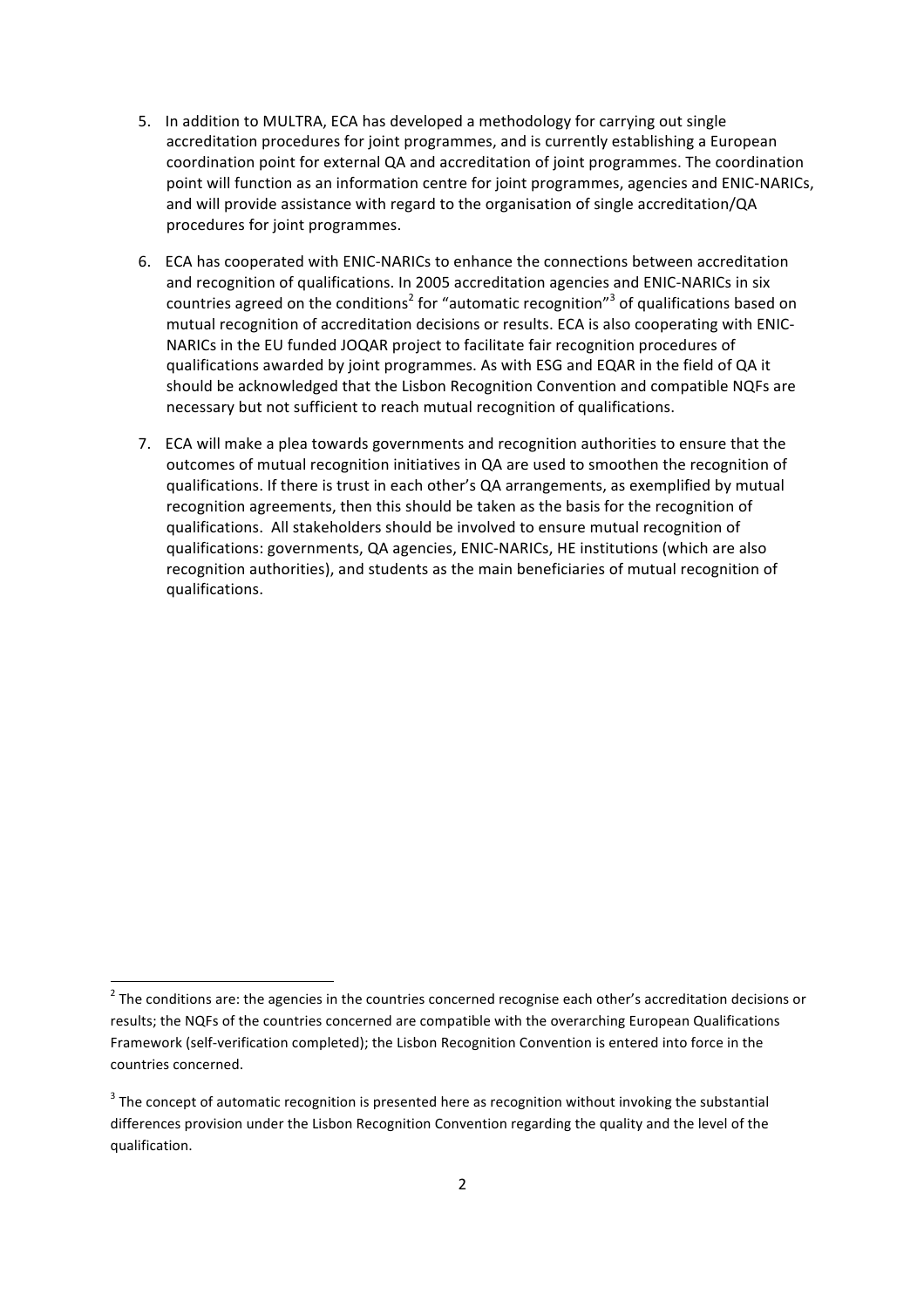5. In addition to MULTRA, ECA has developed a methodology for carrying out single accreditation procedures for joint programmes, and is currently establishing a European coordination point for external QA and accreditation of joint programmes. The coordination point will function as an information centre for joint programmes, agencies and ENIC-NARICs, and will provide assistance with regard to the organisation of single accreditation/QA procedures for joint programmes.

6. ECA has cooperated with ENIC-NARICs to enhance the connections between accreditation and recognition of qualifications. In 2005 accreditation agencies and ENIC-NARICs in six countries agreed on the conditions[2] for "automatic recognition"[3] of qualifications based on mutual recognition of accreditation decisions or results. ECA is also cooperating with ENIC-NARICs in the EU funded JOQAR project to facilitate fair recognition procedures of qualifications awarded by joint programmes. As with ESG and EQAR in the field of QA it should be acknowledged that the Lisbon Recognition Convention and compatible NQFs are necessary but not sufficient to reach mutual recognition of qualifications.

7. ECA will make a plea towards governments and recognition authorities to ensure that the outcomes of mutual recognition initiatives in QA are used to smoothen the recognition of qualifications. If there is trust in each other's QA arrangements, as exemplified by mutual recognition agreements, then this should be taken as the basis for the recognition of qualifications. All stakeholders should be involved to ensure mutual recognition of qualifications: governments, QA agencies, ENIC-NARICs, HE institutions (which are also recognition authorities), and students as the main beneficiaries of mutual recognition of qualifications.

---

[2] The conditions are: the agencies in the countries concerned recognise each other's accreditation decisions or results; the NQFs of the countries concerned are compatible with the overarching European Qualifications Framework (self-verification completed); the Lisbon Recognition Convention is entered into force in the countries concerned.

[3] The concept of automatic recognition is presented here as recognition without invoking the substantial differences provision under the Lisbon Recognition Convention regarding the quality and the level of the qualification.